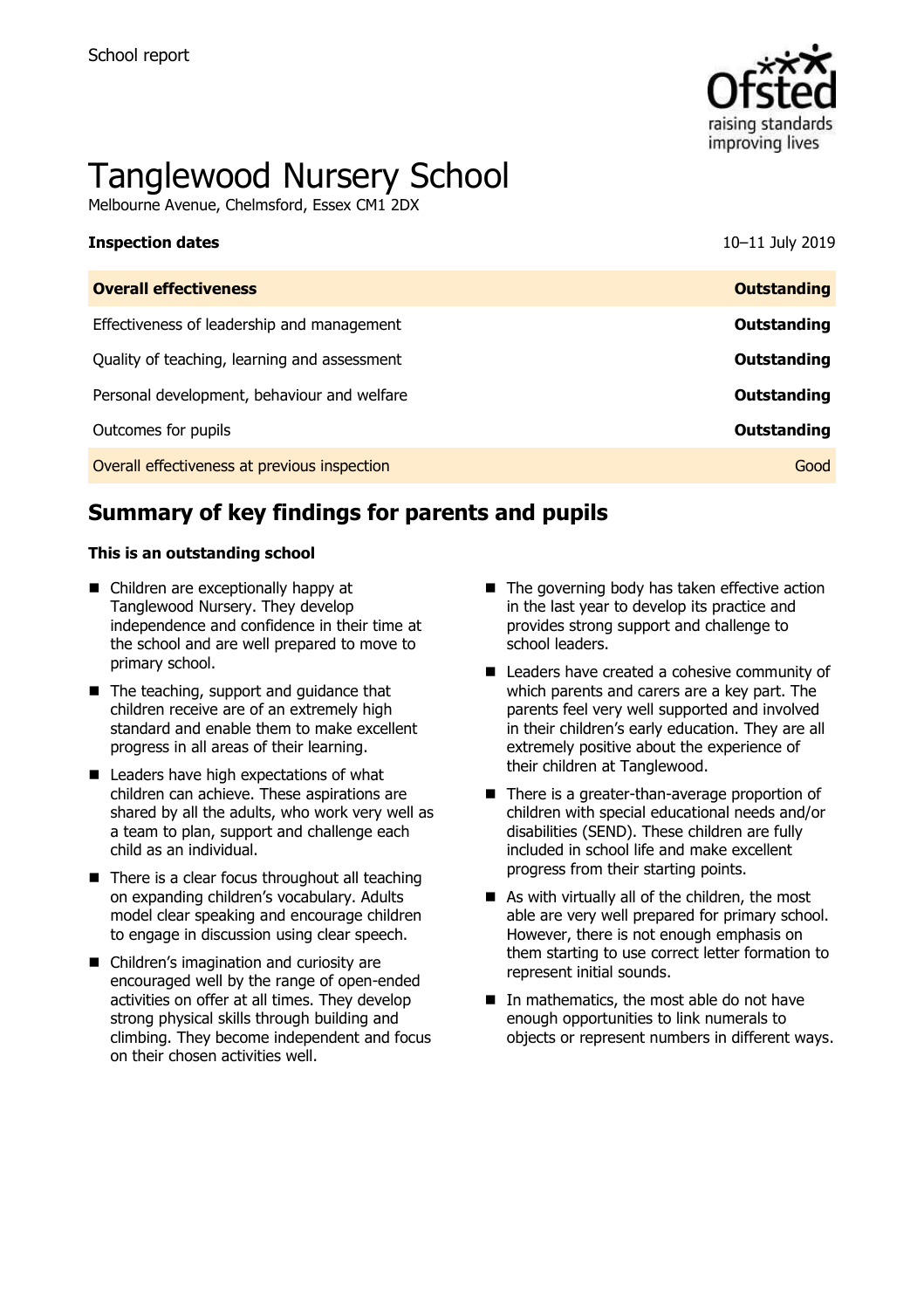School report

# Tanglewood Nursery School

Melbourne Avenue, Chelmsford, Essex CM1 2DX

| **Inspection dates** | 10–11 July 2019 |
| --- | --- |
| **Overall effectiveness** | **Outstanding** |
| Effectiveness of leadership and management | **Outstanding** |
| Quality of teaching, learning and assessment | **Outstanding** |
| Personal development, behaviour and welfare | **Outstanding** |
| Outcomes for pupils | **Outstanding** |
| Overall effectiveness at previous inspection | Good |

## Summary of key findings for parents and pupils

**This is an outstanding school**

- Children are exceptionally happy at Tanglewood Nursery. They develop independence and confidence in their time at the school and are well prepared to move to primary school.
- The teaching, support and guidance that children receive are of an extremely high standard and enable them to make excellent progress in all areas of their learning.
- Leaders have high expectations of what children can achieve. These aspirations are shared by all the adults, who work very well as a team to plan, support and challenge each child as an individual.
- There is a clear focus throughout all teaching on expanding children's vocabulary. Adults model clear speaking and encourage children to engage in discussion using clear speech.
- Children's imagination and curiosity are encouraged well by the range of open-ended activities on offer at all times. They develop strong physical skills through building and climbing. They become independent and focus on their chosen activities well.
- The governing body has taken effective action in the last year to develop its practice and provides strong support and challenge to school leaders.
- Leaders have created a cohesive community of which parents and carers are a key part. The parents feel very well supported and involved in their children's early education. They are all extremely positive about the experience of their children at Tanglewood.
- There is a greater-than-average proportion of children with special educational needs and/or disabilities (SEND). These children are fully included in school life and make excellent progress from their starting points.
- As with virtually all of the children, the most able are very well prepared for primary school. However, there is not enough emphasis on them starting to use correct letter formation to represent initial sounds.
- In mathematics, the most able do not have enough opportunities to link numerals to objects or represent numbers in different ways.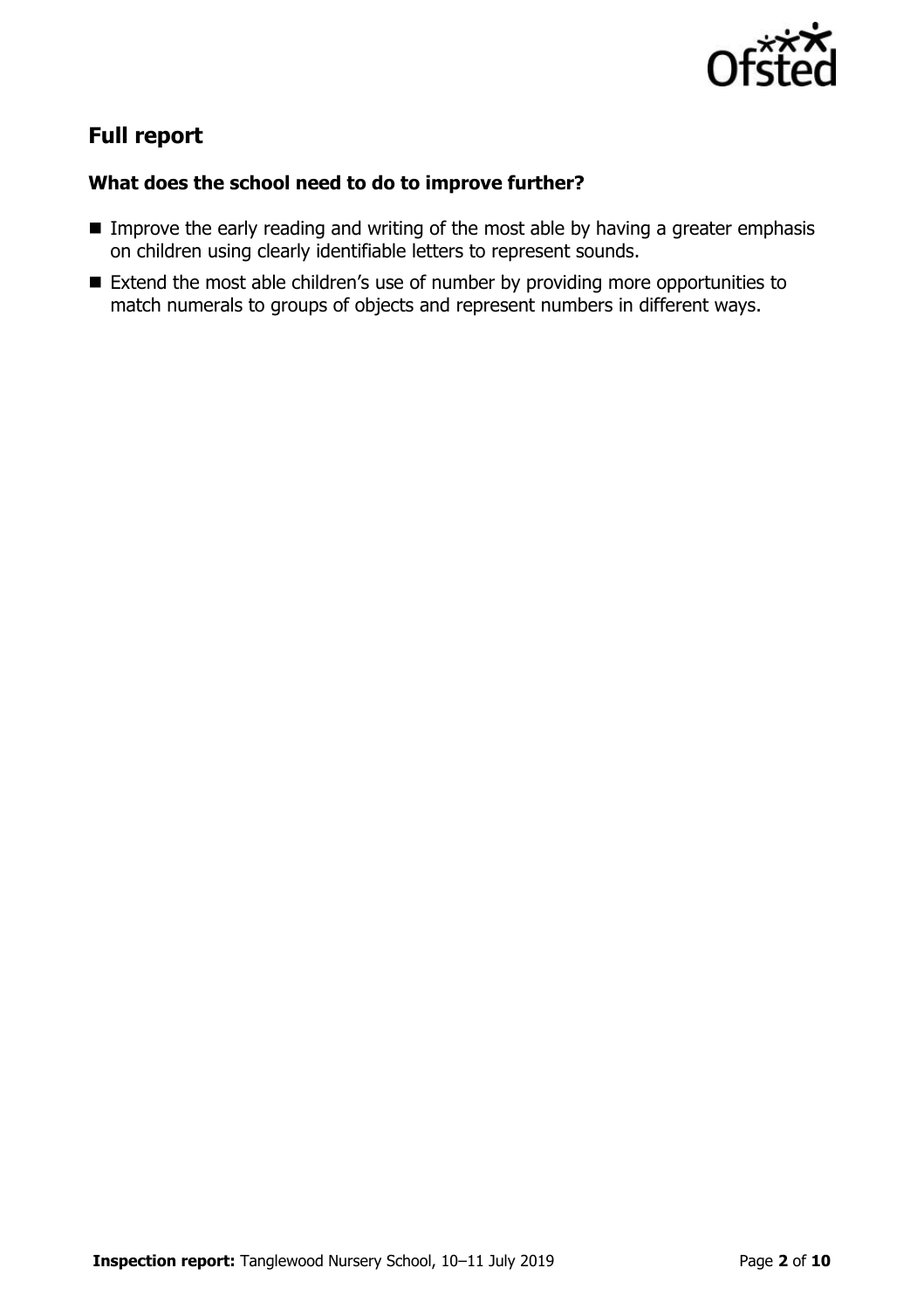## Full report

### What does the school need to do to improve further?

- Improve the early reading and writing of the most able by having a greater emphasis on children using clearly identifiable letters to represent sounds.
- Extend the most able children's use of number by providing more opportunities to match numerals to groups of objects and represent numbers in different ways.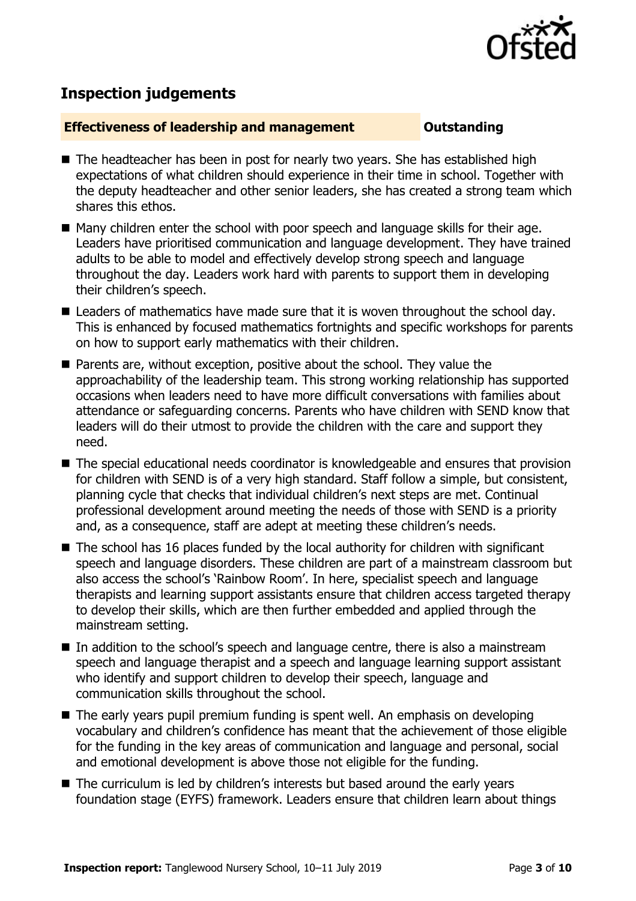## Inspection judgements

**Effectiveness of leadership and management** **Outstanding**

- The headteacher has been in post for nearly two years. She has established high expectations of what children should experience in their time in school. Together with the deputy headteacher and other senior leaders, she has created a strong team which shares this ethos.
- Many children enter the school with poor speech and language skills for their age. Leaders have prioritised communication and language development. They have trained adults to be able to model and effectively develop strong speech and language throughout the day. Leaders work hard with parents to support them in developing their children's speech.
- Leaders of mathematics have made sure that it is woven throughout the school day. This is enhanced by focused mathematics fortnights and specific workshops for parents on how to support early mathematics with their children.
- Parents are, without exception, positive about the school. They value the approachability of the leadership team. This strong working relationship has supported occasions when leaders need to have more difficult conversations with families about attendance or safeguarding concerns. Parents who have children with SEND know that leaders will do their utmost to provide the children with the care and support they need.
- The special educational needs coordinator is knowledgeable and ensures that provision for children with SEND is of a very high standard. Staff follow a simple, but consistent, planning cycle that checks that individual children's next steps are met. Continual professional development around meeting the needs of those with SEND is a priority and, as a consequence, staff are adept at meeting these children's needs.
- The school has 16 places funded by the local authority for children with significant speech and language disorders. These children are part of a mainstream classroom but also access the school's 'Rainbow Room'. In here, specialist speech and language therapists and learning support assistants ensure that children access targeted therapy to develop their skills, which are then further embedded and applied through the mainstream setting.
- In addition to the school's speech and language centre, there is also a mainstream speech and language therapist and a speech and language learning support assistant who identify and support children to develop their speech, language and communication skills throughout the school.
- The early years pupil premium funding is spent well. An emphasis on developing vocabulary and children's confidence has meant that the achievement of those eligible for the funding in the key areas of communication and language and personal, social and emotional development is above those not eligible for the funding.
- The curriculum is led by children's interests but based around the early years foundation stage (EYFS) framework. Leaders ensure that children learn about things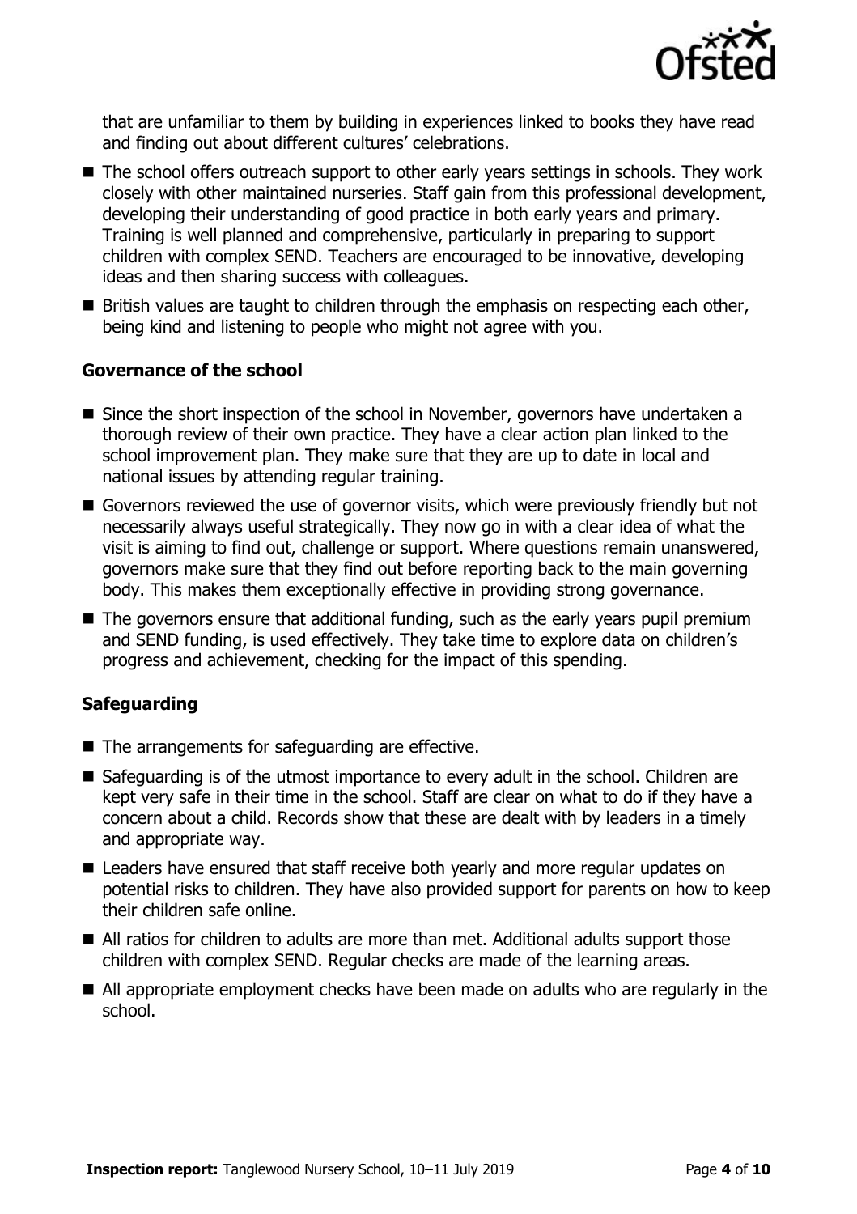that are unfamiliar to them by building in experiences linked to books they have read and finding out about different cultures' celebrations.

- The school offers outreach support to other early years settings in schools. They work closely with other maintained nurseries. Staff gain from this professional development, developing their understanding of good practice in both early years and primary. Training is well planned and comprehensive, particularly in preparing to support children with complex SEND. Teachers are encouraged to be innovative, developing ideas and then sharing success with colleagues.
- British values are taught to children through the emphasis on respecting each other, being kind and listening to people who might not agree with you.

### Governance of the school

- Since the short inspection of the school in November, governors have undertaken a thorough review of their own practice. They have a clear action plan linked to the school improvement plan. They make sure that they are up to date in local and national issues by attending regular training.
- Governors reviewed the use of governor visits, which were previously friendly but not necessarily always useful strategically. They now go in with a clear idea of what the visit is aiming to find out, challenge or support. Where questions remain unanswered, governors make sure that they find out before reporting back to the main governing body. This makes them exceptionally effective in providing strong governance.
- The governors ensure that additional funding, such as the early years pupil premium and SEND funding, is used effectively. They take time to explore data on children's progress and achievement, checking for the impact of this spending.

### Safeguarding

- The arrangements for safeguarding are effective.
- Safeguarding is of the utmost importance to every adult in the school. Children are kept very safe in their time in the school. Staff are clear on what to do if they have a concern about a child. Records show that these are dealt with by leaders in a timely and appropriate way.
- Leaders have ensured that staff receive both yearly and more regular updates on potential risks to children. They have also provided support for parents on how to keep their children safe online.
- All ratios for children to adults are more than met. Additional adults support those children with complex SEND. Regular checks are made of the learning areas.
- All appropriate employment checks have been made on adults who are regularly in the school.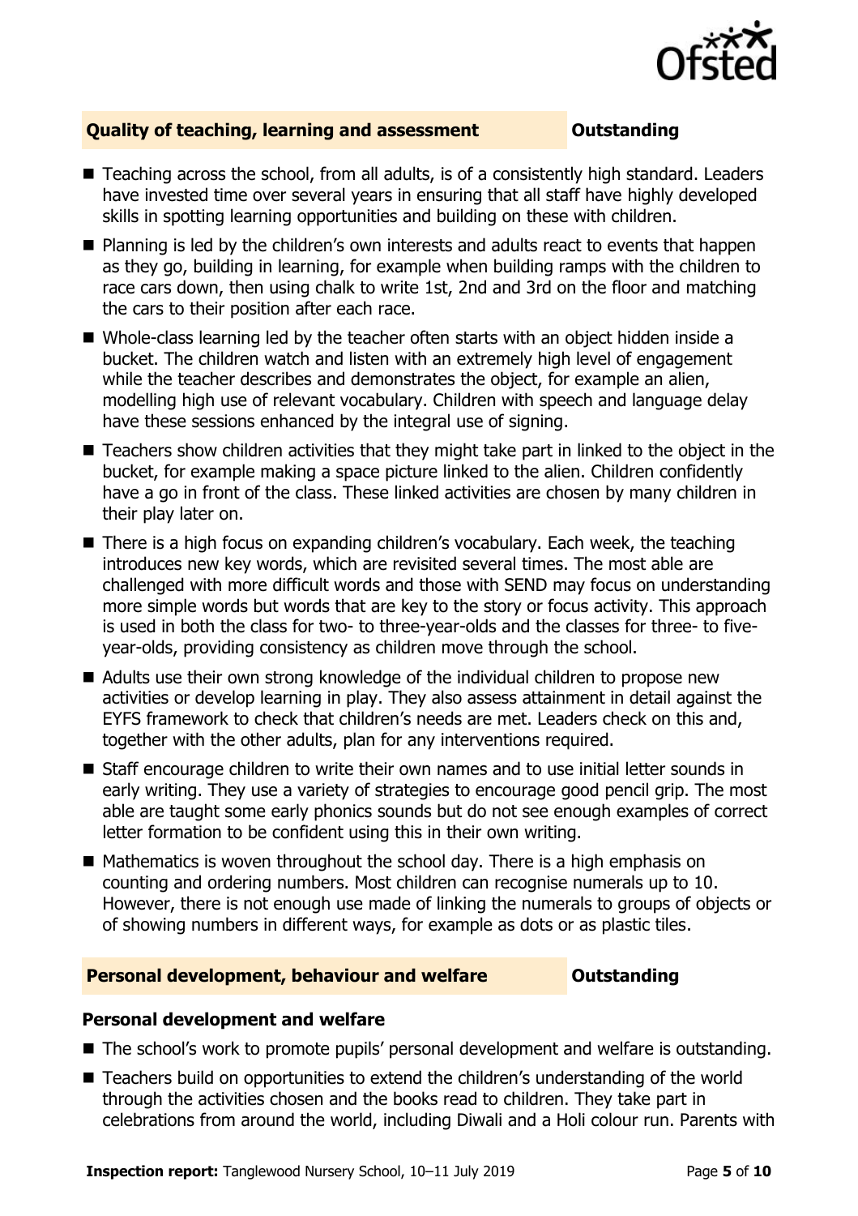## Quality of teaching, learning and assessment — Outstanding

- Teaching across the school, from all adults, is of a consistently high standard. Leaders have invested time over several years in ensuring that all staff have highly developed skills in spotting learning opportunities and building on these with children.
- Planning is led by the children's own interests and adults react to events that happen as they go, building in learning, for example when building ramps with the children to race cars down, then using chalk to write 1st, 2nd and 3rd on the floor and matching the cars to their position after each race.
- Whole-class learning led by the teacher often starts with an object hidden inside a bucket. The children watch and listen with an extremely high level of engagement while the teacher describes and demonstrates the object, for example an alien, modelling high use of relevant vocabulary. Children with speech and language delay have these sessions enhanced by the integral use of signing.
- Teachers show children activities that they might take part in linked to the object in the bucket, for example making a space picture linked to the alien. Children confidently have a go in front of the class. These linked activities are chosen by many children in their play later on.
- There is a high focus on expanding children's vocabulary. Each week, the teaching introduces new key words, which are revisited several times. The most able are challenged with more difficult words and those with SEND may focus on understanding more simple words but words that are key to the story or focus activity. This approach is used in both the class for two- to three-year-olds and the classes for three- to five-year-olds, providing consistency as children move through the school.
- Adults use their own strong knowledge of the individual children to propose new activities or develop learning in play. They also assess attainment in detail against the EYFS framework to check that children's needs are met. Leaders check on this and, together with the other adults, plan for any interventions required.
- Staff encourage children to write their own names and to use initial letter sounds in early writing. They use a variety of strategies to encourage good pencil grip. The most able are taught some early phonics sounds but do not see enough examples of correct letter formation to be confident using this in their own writing.
- Mathematics is woven throughout the school day. There is a high emphasis on counting and ordering numbers. Most children can recognise numerals up to 10. However, there is not enough use made of linking the numerals to groups of objects or of showing numbers in different ways, for example as dots or as plastic tiles.

## Personal development, behaviour and welfare — Outstanding

### Personal development and welfare

- The school's work to promote pupils' personal development and welfare is outstanding.
- Teachers build on opportunities to extend the children's understanding of the world through the activities chosen and the books read to children. They take part in celebrations from around the world, including Diwali and a Holi colour run. Parents with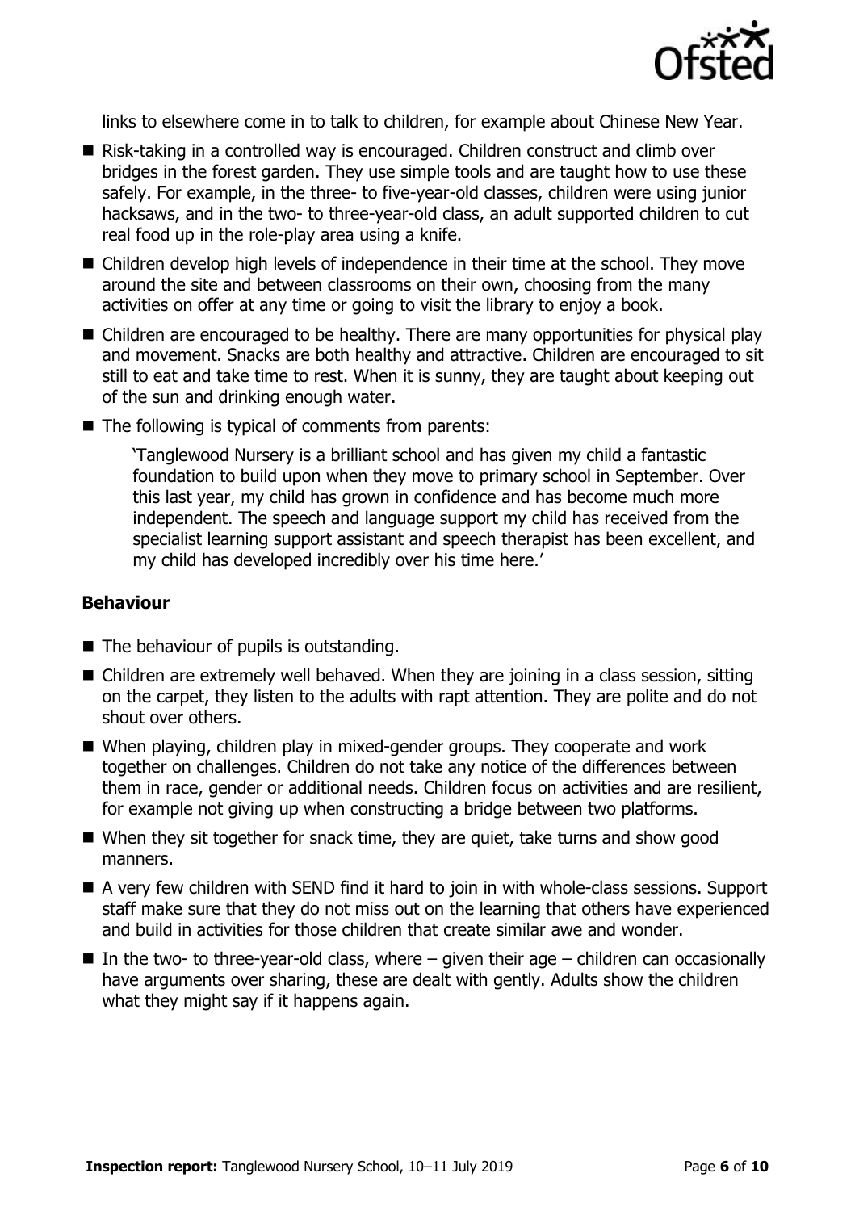links to elsewhere come in to talk to children, for example about Chinese New Year.

- Risk-taking in a controlled way is encouraged. Children construct and climb over bridges in the forest garden. They use simple tools and are taught how to use these safely. For example, in the three- to five-year-old classes, children were using junior hacksaws, and in the two- to three-year-old class, an adult supported children to cut real food up in the role-play area using a knife.
- Children develop high levels of independence in their time at the school. They move around the site and between classrooms on their own, choosing from the many activities on offer at any time or going to visit the library to enjoy a book.
- Children are encouraged to be healthy. There are many opportunities for physical play and movement. Snacks are both healthy and attractive. Children are encouraged to sit still to eat and take time to rest. When it is sunny, they are taught about keeping out of the sun and drinking enough water.
- The following is typical of comments from parents:

  'Tanglewood Nursery is a brilliant school and has given my child a fantastic foundation to build upon when they move to primary school in September. Over this last year, my child has grown in confidence and has become much more independent. The speech and language support my child has received from the specialist learning support assistant and speech therapist has been excellent, and my child has developed incredibly over his time here.'

### Behaviour

- The behaviour of pupils is outstanding.
- Children are extremely well behaved. When they are joining in a class session, sitting on the carpet, they listen to the adults with rapt attention. They are polite and do not shout over others.
- When playing, children play in mixed-gender groups. They cooperate and work together on challenges. Children do not take any notice of the differences between them in race, gender or additional needs. Children focus on activities and are resilient, for example not giving up when constructing a bridge between two platforms.
- When they sit together for snack time, they are quiet, take turns and show good manners.
- A very few children with SEND find it hard to join in with whole-class sessions. Support staff make sure that they do not miss out on the learning that others have experienced and build in activities for those children that create similar awe and wonder.
- In the two- to three-year-old class, where – given their age – children can occasionally have arguments over sharing, these are dealt with gently. Adults show the children what they might say if it happens again.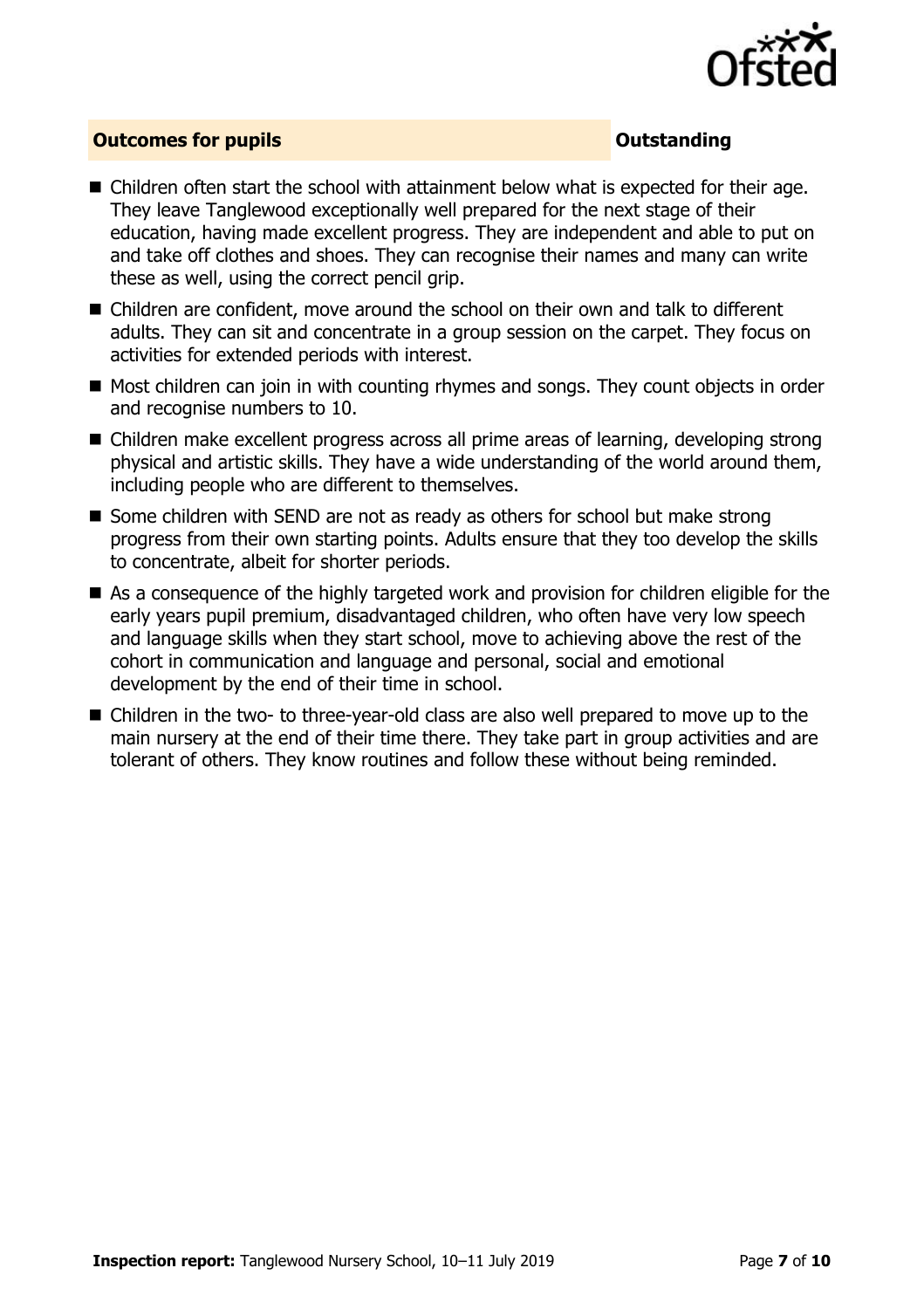## Outcomes for pupils — Outstanding

- Children often start the school with attainment below what is expected for their age. They leave Tanglewood exceptionally well prepared for the next stage of their education, having made excellent progress. They are independent and able to put on and take off clothes and shoes. They can recognise their names and many can write these as well, using the correct pencil grip.
- Children are confident, move around the school on their own and talk to different adults. They can sit and concentrate in a group session on the carpet. They focus on activities for extended periods with interest.
- Most children can join in with counting rhymes and songs. They count objects in order and recognise numbers to 10.
- Children make excellent progress across all prime areas of learning, developing strong physical and artistic skills. They have a wide understanding of the world around them, including people who are different to themselves.
- Some children with SEND are not as ready as others for school but make strong progress from their own starting points. Adults ensure that they too develop the skills to concentrate, albeit for shorter periods.
- As a consequence of the highly targeted work and provision for children eligible for the early years pupil premium, disadvantaged children, who often have very low speech and language skills when they start school, move to achieving above the rest of the cohort in communication and language and personal, social and emotional development by the end of their time in school.
- Children in the two- to three-year-old class are also well prepared to move up to the main nursery at the end of their time there. They take part in group activities and are tolerant of others. They know routines and follow these without being reminded.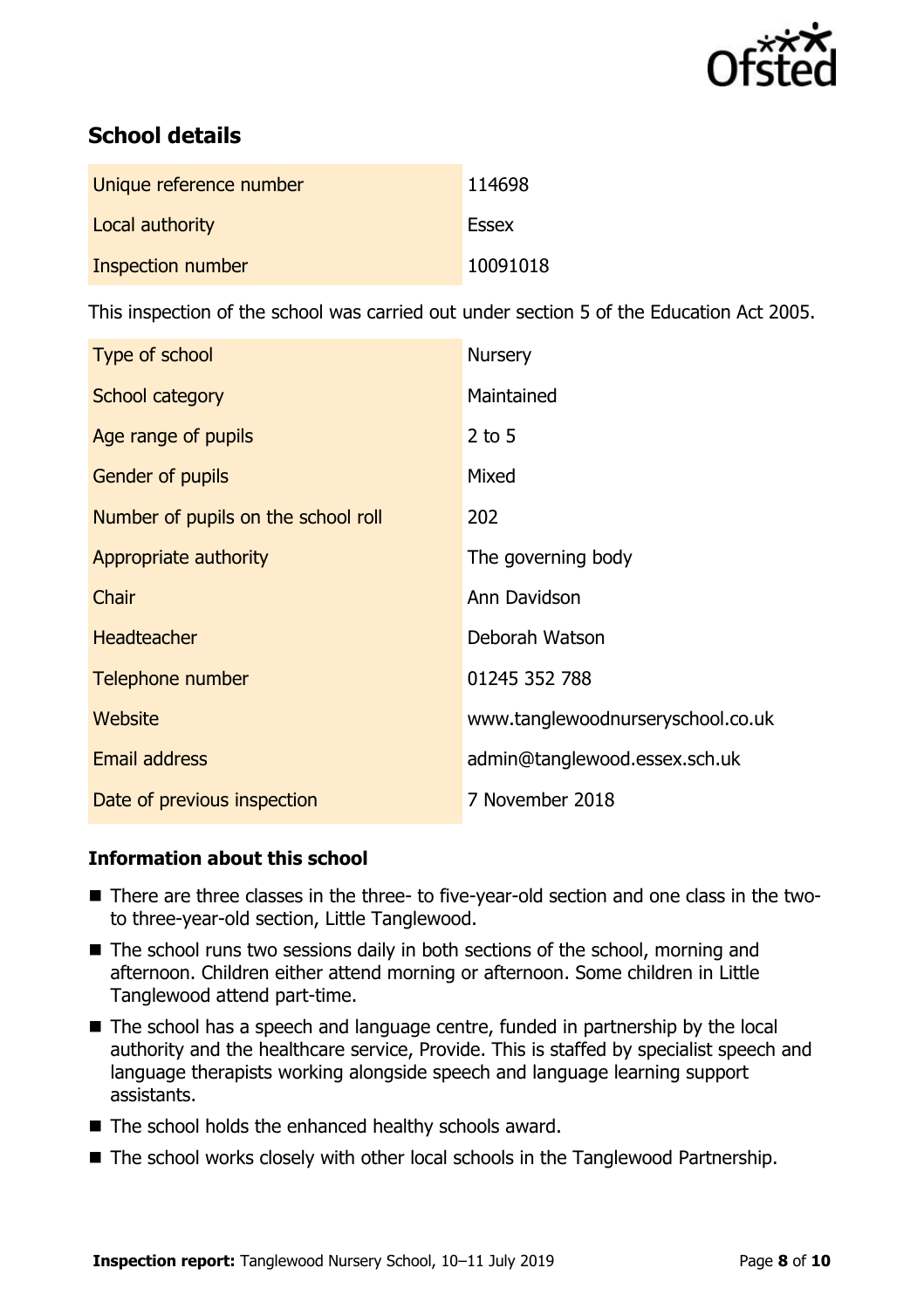## School details

| | |
|---|---|
| Unique reference number | 114698 |
| Local authority | Essex |
| Inspection number | 10091018 |

This inspection of the school was carried out under section 5 of the Education Act 2005.

| | |
|---|---|
| Type of school | Nursery |
| School category | Maintained |
| Age range of pupils | 2 to 5 |
| Gender of pupils | Mixed |
| Number of pupils on the school roll | 202 |
| Appropriate authority | The governing body |
| Chair | Ann Davidson |
| Headteacher | Deborah Watson |
| Telephone number | 01245 352 788 |
| Website | www.tanglewoodnurseryschool.co.uk |
| Email address | admin@tanglewood.essex.sch.uk |
| Date of previous inspection | 7 November 2018 |

### Information about this school

- There are three classes in the three- to five-year-old section and one class in the two- to three-year-old section, Little Tanglewood.
- The school runs two sessions daily in both sections of the school, morning and afternoon. Children either attend morning or afternoon. Some children in Little Tanglewood attend part-time.
- The school has a speech and language centre, funded in partnership by the local authority and the healthcare service, Provide. This is staffed by specialist speech and language therapists working alongside speech and language learning support assistants.
- The school holds the enhanced healthy schools award.
- The school works closely with other local schools in the Tanglewood Partnership.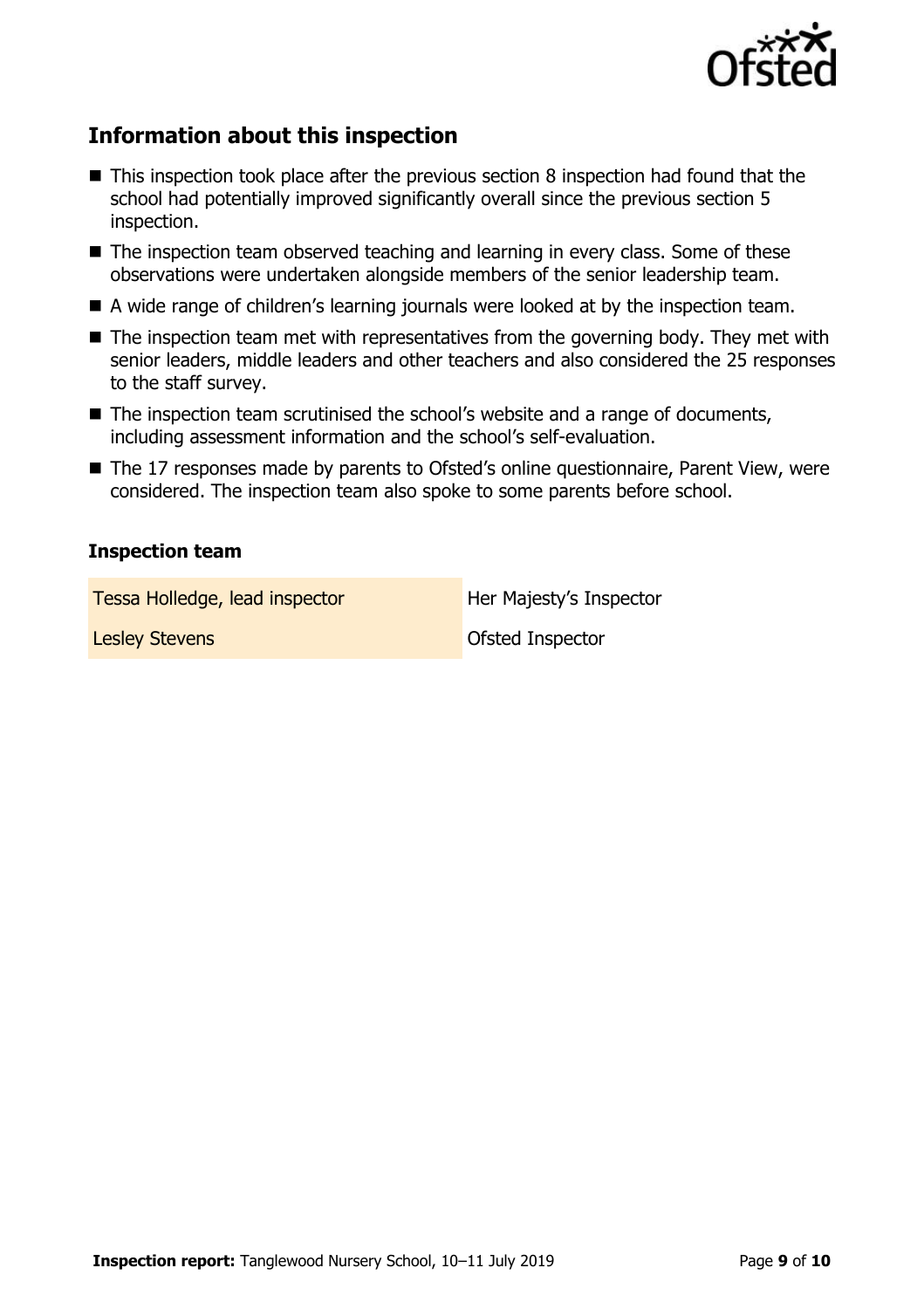## Information about this inspection

- This inspection took place after the previous section 8 inspection had found that the school had potentially improved significantly overall since the previous section 5 inspection.
- The inspection team observed teaching and learning in every class. Some of these observations were undertaken alongside members of the senior leadership team.
- A wide range of children's learning journals were looked at by the inspection team.
- The inspection team met with representatives from the governing body. They met with senior leaders, middle leaders and other teachers and also considered the 25 responses to the staff survey.
- The inspection team scrutinised the school's website and a range of documents, including assessment information and the school's self-evaluation.
- The 17 responses made by parents to Ofsted's online questionnaire, Parent View, were considered. The inspection team also spoke to some parents before school.

### Inspection team

| | |
|---|---|
| Tessa Holledge, lead inspector | Her Majesty's Inspector |
| Lesley Stevens | Ofsted Inspector |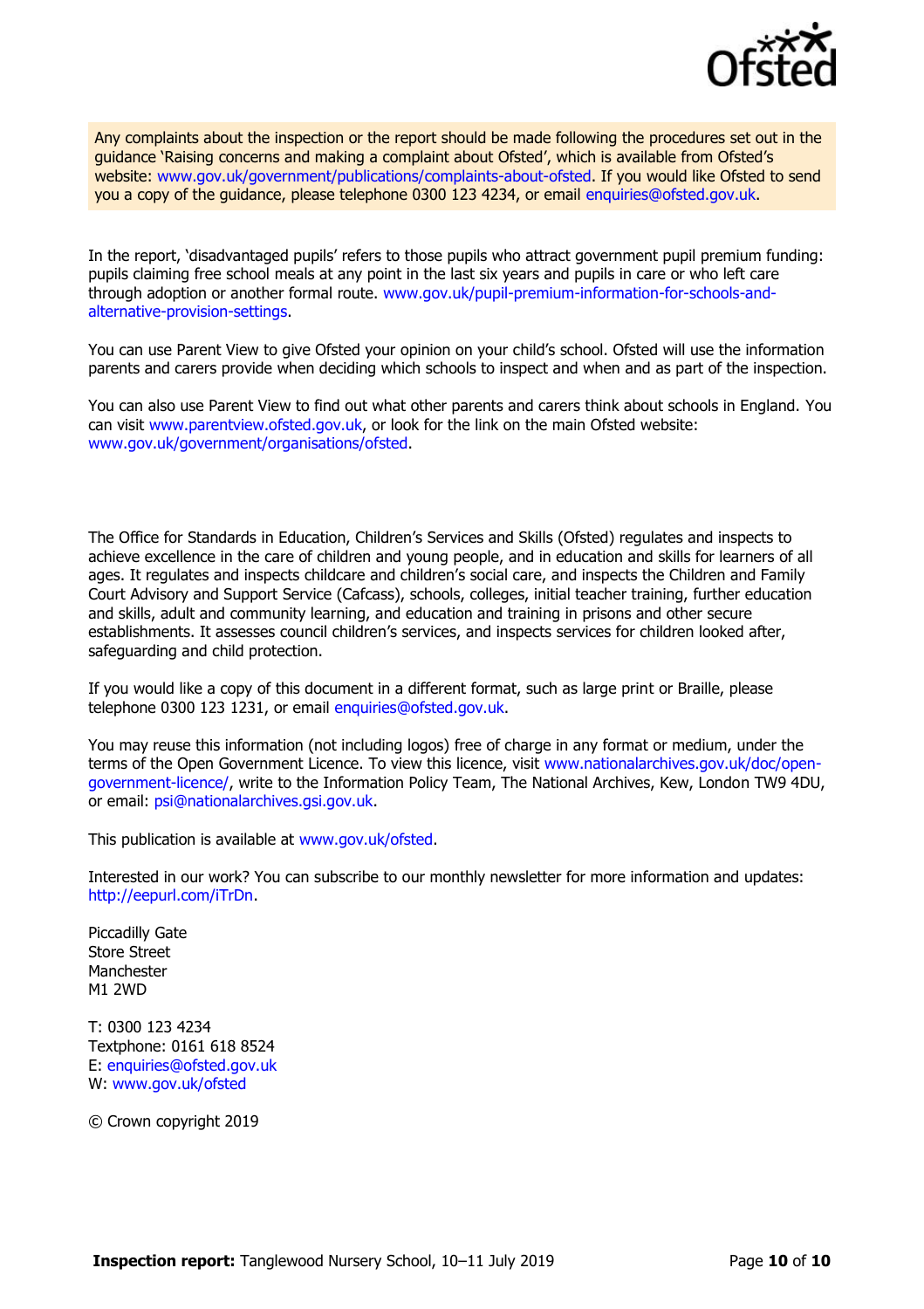Any complaints about the inspection or the report should be made following the procedures set out in the guidance 'Raising concerns and making a complaint about Ofsted', which is available from Ofsted's website: www.gov.uk/government/publications/complaints-about-ofsted. If you would like Ofsted to send you a copy of the guidance, please telephone 0300 123 4234, or email enquiries@ofsted.gov.uk.

In the report, 'disadvantaged pupils' refers to those pupils who attract government pupil premium funding: pupils claiming free school meals at any point in the last six years and pupils in care or who left care through adoption or another formal route. www.gov.uk/pupil-premium-information-for-schools-and-alternative-provision-settings.

You can use Parent View to give Ofsted your opinion on your child's school. Ofsted will use the information parents and carers provide when deciding which schools to inspect and when and as part of the inspection.

You can also use Parent View to find out what other parents and carers think about schools in England. You can visit www.parentview.ofsted.gov.uk, or look for the link on the main Ofsted website: www.gov.uk/government/organisations/ofsted.

The Office for Standards in Education, Children's Services and Skills (Ofsted) regulates and inspects to achieve excellence in the care of children and young people, and in education and skills for learners of all ages. It regulates and inspects childcare and children's social care, and inspects the Children and Family Court Advisory and Support Service (Cafcass), schools, colleges, initial teacher training, further education and skills, adult and community learning, and education and training in prisons and other secure establishments. It assesses council children's services, and inspects services for children looked after, safeguarding and child protection.

If you would like a copy of this document in a different format, such as large print or Braille, please telephone 0300 123 1231, or email enquiries@ofsted.gov.uk.

You may reuse this information (not including logos) free of charge in any format or medium, under the terms of the Open Government Licence. To view this licence, visit www.nationalarchives.gov.uk/doc/open-government-licence/, write to the Information Policy Team, The National Archives, Kew, London TW9 4DU, or email: psi@nationalarchives.gsi.gov.uk.

This publication is available at www.gov.uk/ofsted.

Interested in our work? You can subscribe to our monthly newsletter for more information and updates: http://eepurl.com/iTrDn.

Piccadilly Gate
Store Street
Manchester
M1 2WD

T: 0300 123 4234
Textphone: 0161 618 8524
E: enquiries@ofsted.gov.uk
W: www.gov.uk/ofsted

© Crown copyright 2019